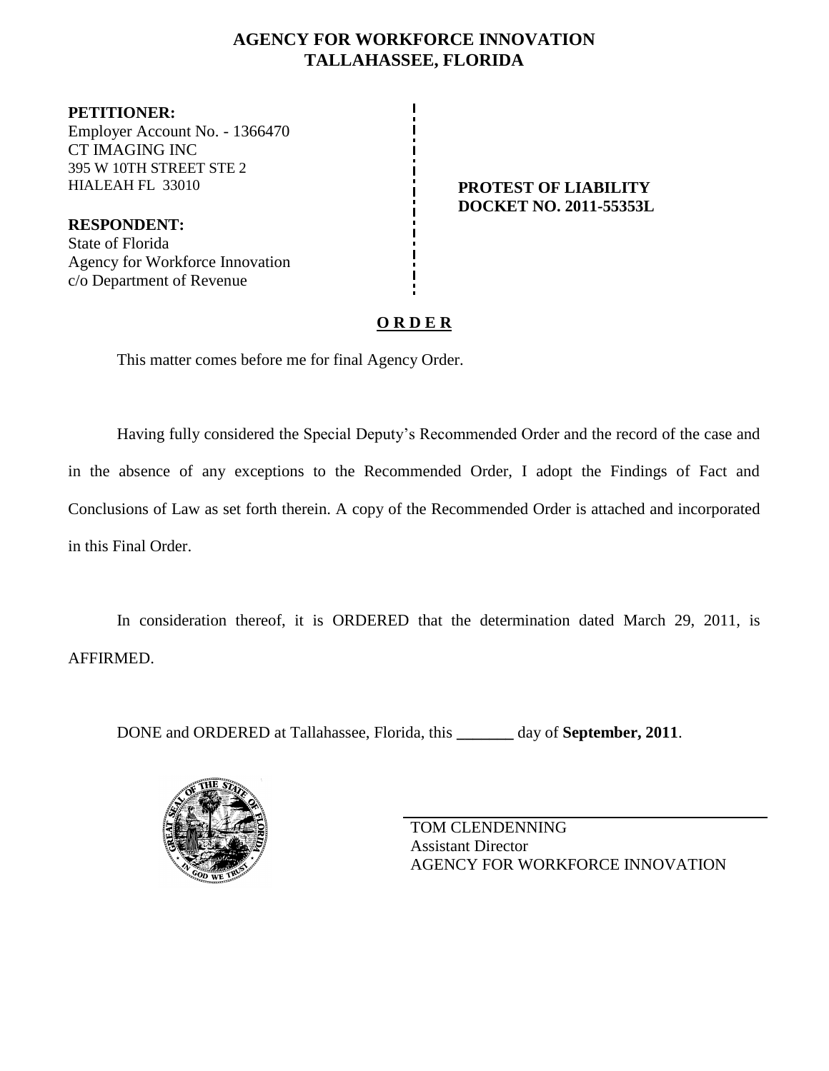# AGENCY FOR WORKFORCE INNOVATION
# TALLAHASSEE, FLORIDA

**PETITIONER:**
Employer Account No. - 1366470
CT IMAGING INC
395 W 10TH STREET STE 2
HIALEAH FL 33010

**RESPONDENT:**
State of Florida
Agency for Workforce Innovation
c/o Department of Revenue

**PROTEST OF LIABILITY**
**DOCKET NO. 2011-55353L**

## O R D E R

This matter comes before me for final Agency Order.

Having fully considered the Special Deputy's Recommended Order and the record of the case and in the absence of any exceptions to the Recommended Order, I adopt the Findings of Fact and Conclusions of Law as set forth therein. A copy of the Recommended Order is attached and incorporated in this Final Order.

In consideration thereof, it is ORDERED that the determination dated March 29, 2011, is AFFIRMED.

DONE and ORDERED at Tallahassee, Florida, this _______ day of **September, 2011**.

TOM CLENDENNING
Assistant Director
AGENCY FOR WORKFORCE INNOVATION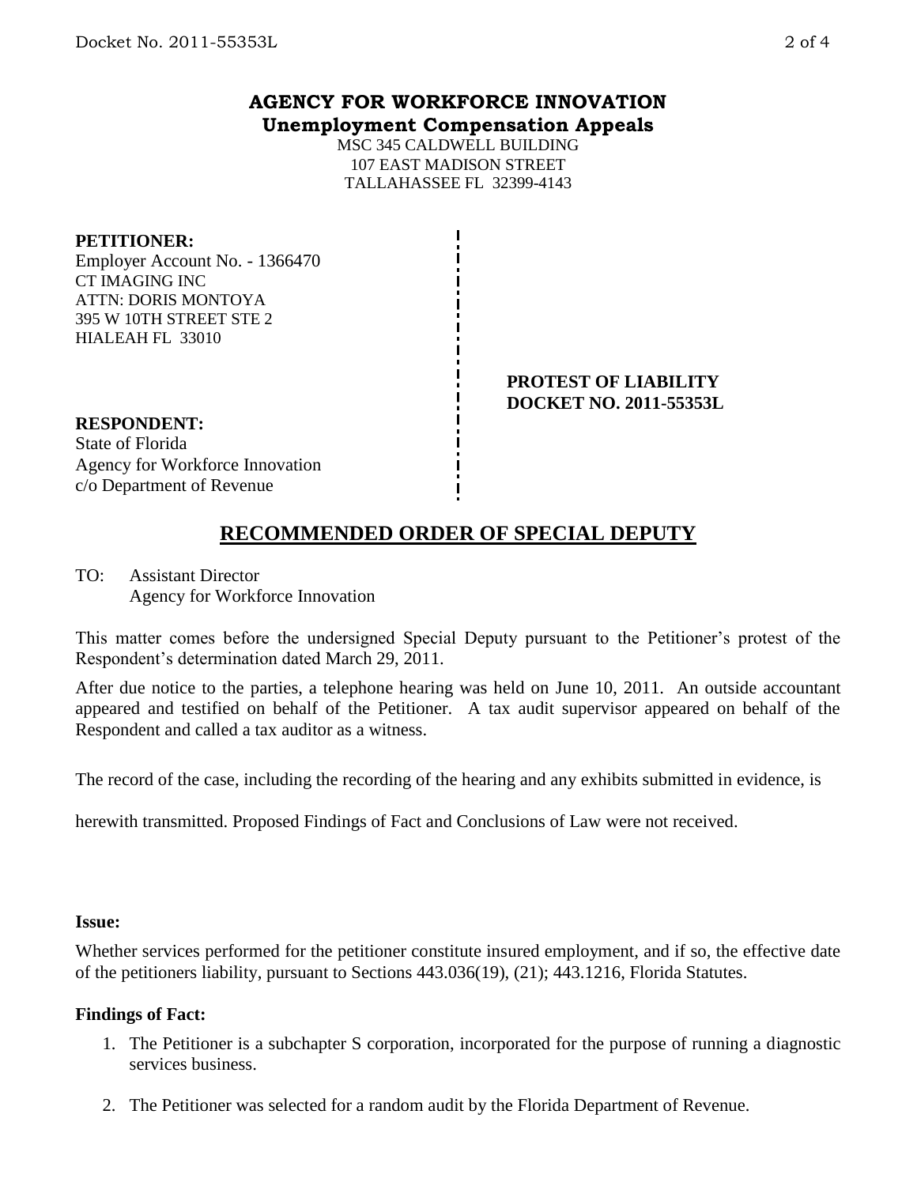# AGENCY FOR WORKFORCE INNOVATION
## Unemployment Compensation Appeals

MSC 345 CALDWELL BUILDING
107 EAST MADISON STREET
TALLAHASSEE FL 32399-4143

**PETITIONER:**
Employer Account No. - 1366470
CT IMAGING INC
ATTN: DORIS MONTOYA
395 W 10TH STREET STE 2
HIALEAH FL 33010

**PROTEST OF LIABILITY**
**DOCKET NO. 2011-55353L**

**RESPONDENT:**
State of Florida
Agency for Workforce Innovation
c/o Department of Revenue

## RECOMMENDED ORDER OF SPECIAL DEPUTY

TO: Assistant Director
Agency for Workforce Innovation

This matter comes before the undersigned Special Deputy pursuant to the Petitioner's protest of the Respondent's determination dated March 29, 2011.

After due notice to the parties, a telephone hearing was held on June 10, 2011. An outside accountant appeared and testified on behalf of the Petitioner. A tax audit supervisor appeared on behalf of the Respondent and called a tax auditor as a witness.

The record of the case, including the recording of the hearing and any exhibits submitted in evidence, is herewith transmitted. Proposed Findings of Fact and Conclusions of Law were not received.

**Issue:**

Whether services performed for the petitioner constitute insured employment, and if so, the effective date of the petitioners liability, pursuant to Sections 443.036(19), (21); 443.1216, Florida Statutes.

**Findings of Fact:**

1. The Petitioner is a subchapter S corporation, incorporated for the purpose of running a diagnostic services business.
2. The Petitioner was selected for a random audit by the Florida Department of Revenue.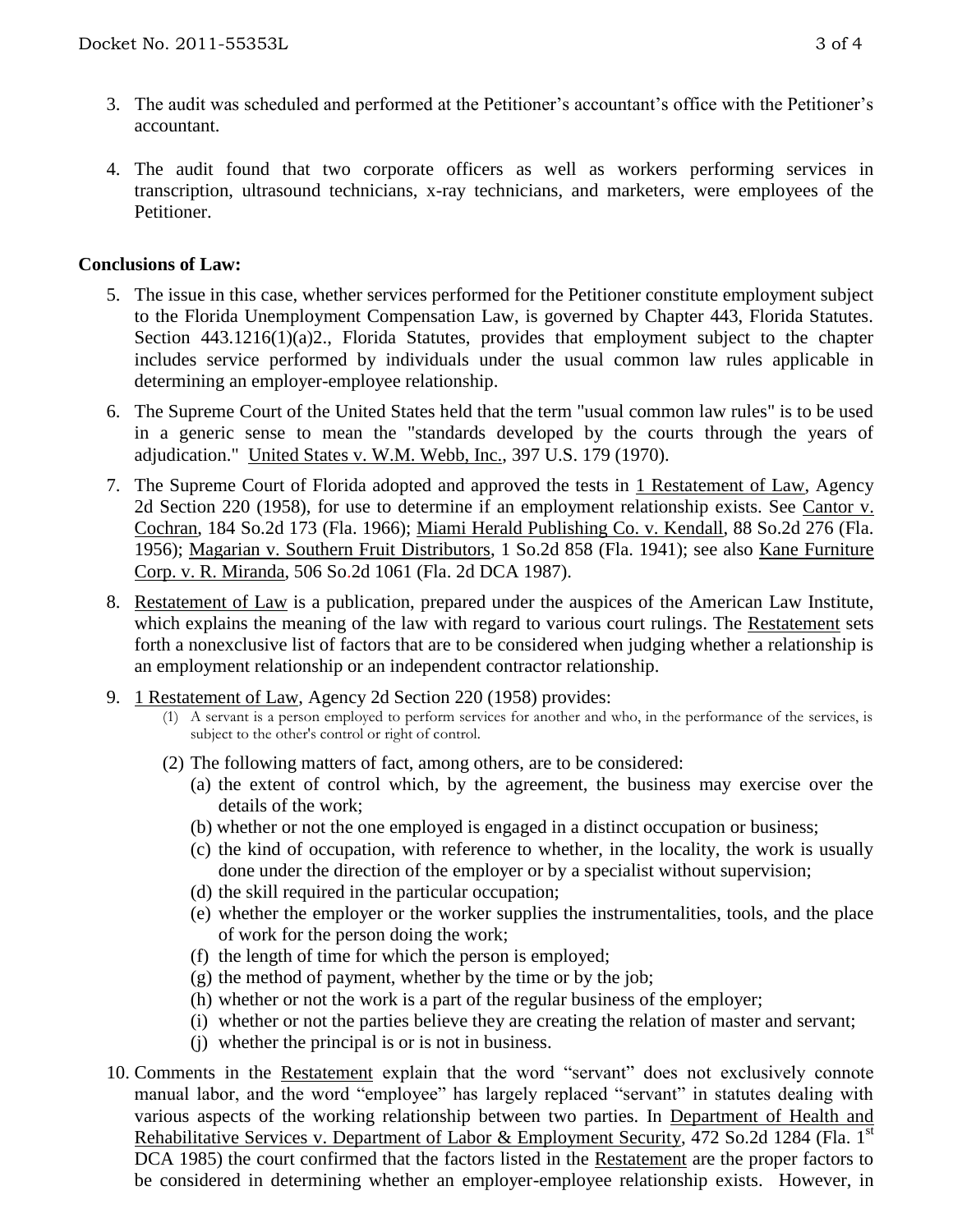3. The audit was scheduled and performed at the Petitioner's accountant's office with the Petitioner's accountant.

4. The audit found that two corporate officers as well as workers performing services in transcription, ultrasound technicians, x-ray technicians, and marketers, were employees of the Petitioner.

**Conclusions of Law:**

5. The issue in this case, whether services performed for the Petitioner constitute employment subject to the Florida Unemployment Compensation Law, is governed by Chapter 443, Florida Statutes. Section 443.1216(1)(a)2., Florida Statutes, provides that employment subject to the chapter includes service performed by individuals under the usual common law rules applicable in determining an employer-employee relationship.

6. The Supreme Court of the United States held that the term "usual common law rules" is to be used in a generic sense to mean the "standards developed by the courts through the years of adjudication." United States v. W.M. Webb, Inc., 397 U.S. 179 (1970).

7. The Supreme Court of Florida adopted and approved the tests in 1 Restatement of Law, Agency 2d Section 220 (1958), for use to determine if an employment relationship exists. See Cantor v. Cochran, 184 So.2d 173 (Fla. 1966); Miami Herald Publishing Co. v. Kendall, 88 So.2d 276 (Fla. 1956); Magarian v. Southern Fruit Distributors, 1 So.2d 858 (Fla. 1941); see also Kane Furniture Corp. v. R. Miranda, 506 So.2d 1061 (Fla. 2d DCA 1987).

8. Restatement of Law is a publication, prepared under the auspices of the American Law Institute, which explains the meaning of the law with regard to various court rulings. The Restatement sets forth a nonexclusive list of factors that are to be considered when judging whether a relationship is an employment relationship or an independent contractor relationship.

9. 1 Restatement of Law, Agency 2d Section 220 (1958) provides:
   (1) A servant is a person employed to perform services for another and who, in the performance of the services, is subject to the other's control or right of control.
   (2) The following matters of fact, among others, are to be considered:
      (a) the extent of control which, by the agreement, the business may exercise over the details of the work;
      (b) whether or not the one employed is engaged in a distinct occupation or business;
      (c) the kind of occupation, with reference to whether, in the locality, the work is usually done under the direction of the employer or by a specialist without supervision;
      (d) the skill required in the particular occupation;
      (e) whether the employer or the worker supplies the instrumentalities, tools, and the place of work for the person doing the work;
      (f) the length of time for which the person is employed;
      (g) the method of payment, whether by the time or by the job;
      (h) whether or not the work is a part of the regular business of the employer;
      (i) whether or not the parties believe they are creating the relation of master and servant;
      (j) whether the principal is or is not in business.

10. Comments in the Restatement explain that the word "servant" does not exclusively connote manual labor, and the word "employee" has largely replaced "servant" in statutes dealing with various aspects of the working relationship between two parties. In Department of Health and Rehabilitative Services v. Department of Labor & Employment Security, 472 So.2d 1284 (Fla. 1st DCA 1985) the court confirmed that the factors listed in the Restatement are the proper factors to be considered in determining whether an employer-employee relationship exists. However, in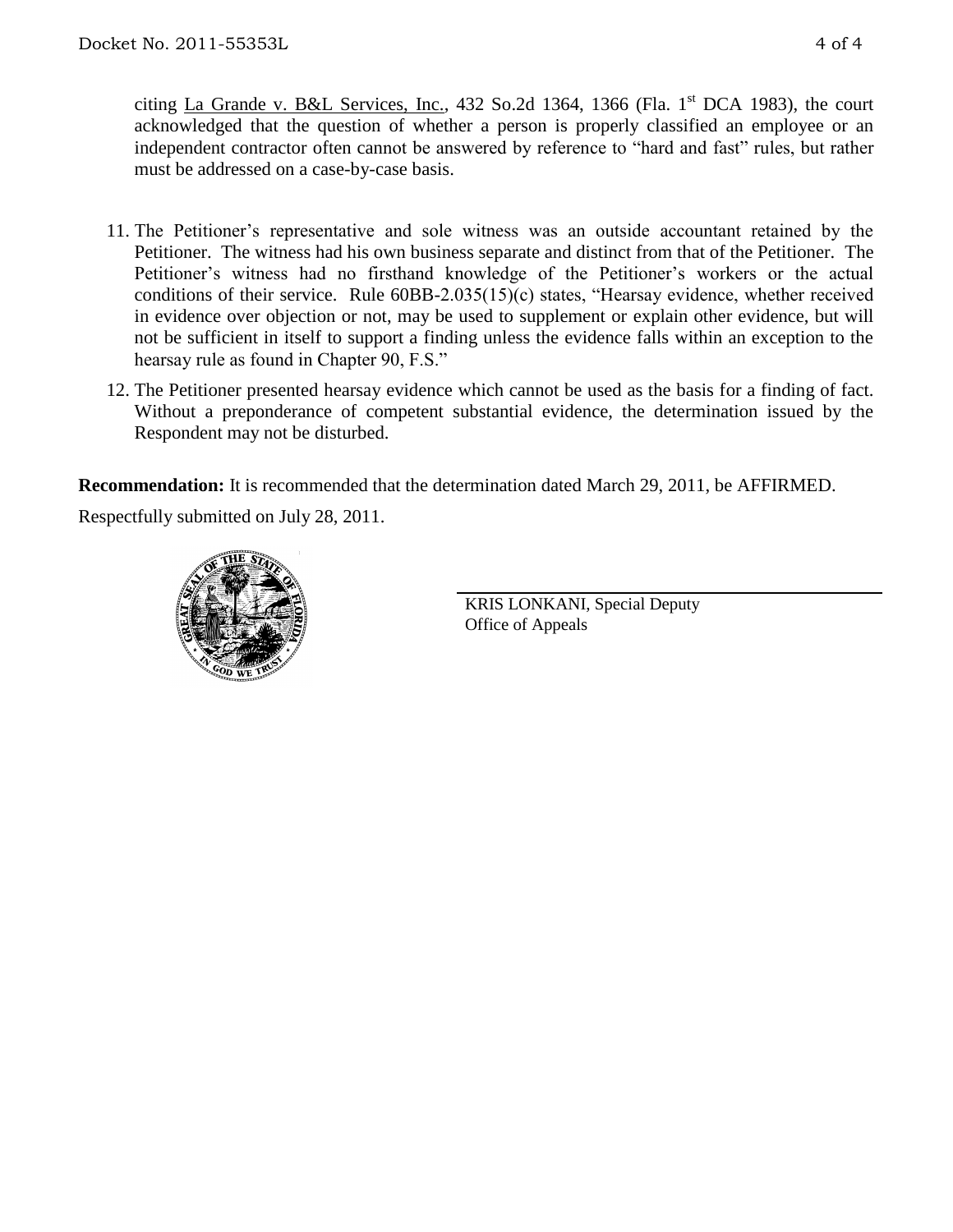citing La Grande v. B&L Services, Inc., 432 So.2d 1364, 1366 (Fla. 1st DCA 1983), the court acknowledged that the question of whether a person is properly classified an employee or an independent contractor often cannot be answered by reference to "hard and fast" rules, but rather must be addressed on a case-by-case basis.

11. The Petitioner's representative and sole witness was an outside accountant retained by the Petitioner. The witness had his own business separate and distinct from that of the Petitioner. The Petitioner's witness had no firsthand knowledge of the Petitioner's workers or the actual conditions of their service. Rule 60BB-2.035(15)(c) states, "Hearsay evidence, whether received in evidence over objection or not, may be used to supplement or explain other evidence, but will not be sufficient in itself to support a finding unless the evidence falls within an exception to the hearsay rule as found in Chapter 90, F.S."
12. The Petitioner presented hearsay evidence which cannot be used as the basis for a finding of fact. Without a preponderance of competent substantial evidence, the determination issued by the Respondent may not be disturbed.

**Recommendation:** It is recommended that the determination dated March 29, 2011, be AFFIRMED.

Respectfully submitted on July 28, 2011.

KRIS LONKANI, Special Deputy
Office of Appeals